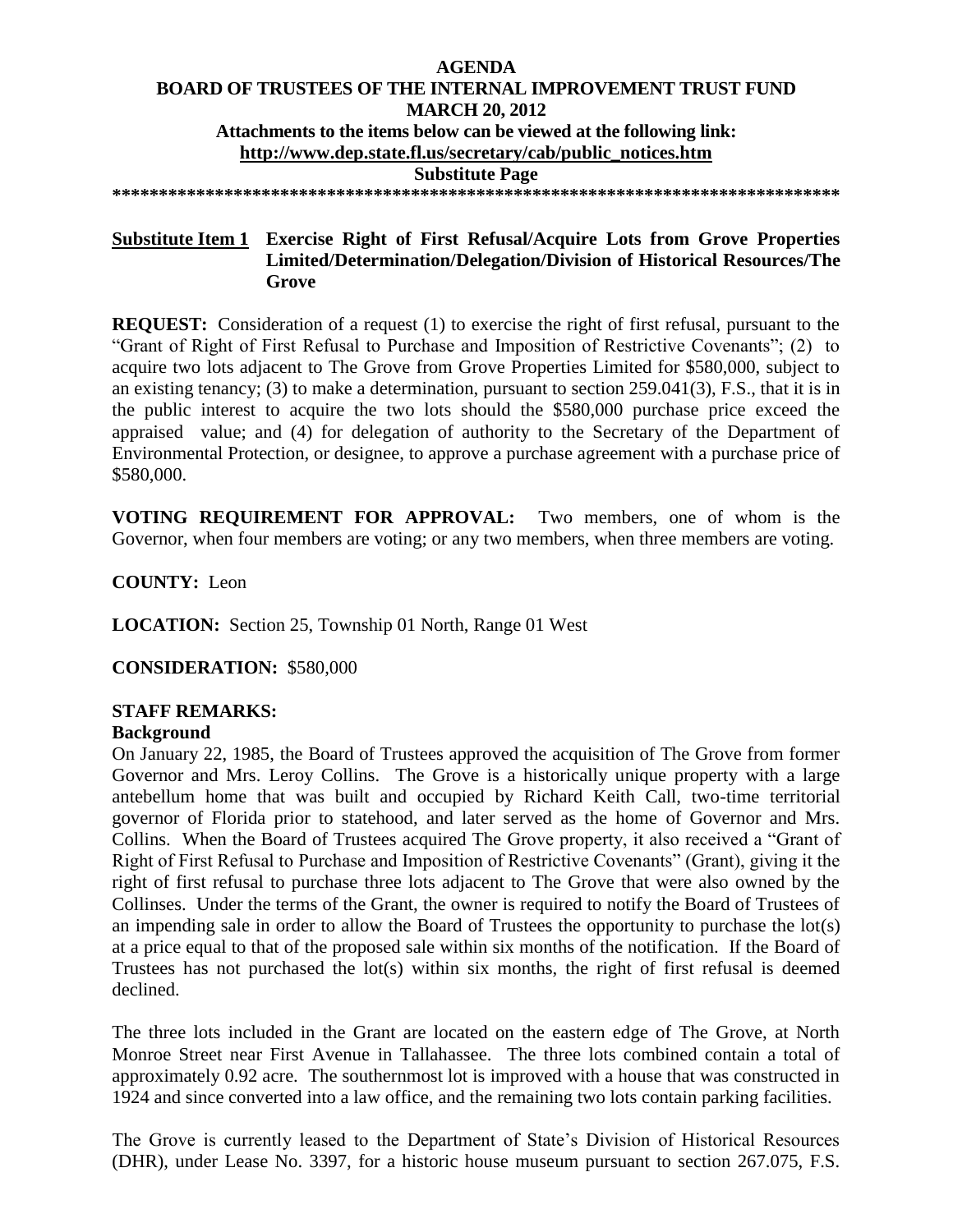# AGENDA
## BOARD OF TRUSTEES OF THE INTERNAL IMPROVEMENT TRUST FUND
## MARCH 20, 2012

**Attachments to the items below can be viewed at the following link:**
**http://www.dep.state.fl.us/secretary/cab/public_notices.htm**

**Substitute Page**

**********************************************************************************

**Substitute Item 1** **Exercise Right of First Refusal/Acquire Lots from Grove Properties Limited/Determination/Delegation/Division of Historical Resources/The Grove**

**REQUEST:** Consideration of a request (1) to exercise the right of first refusal, pursuant to the "Grant of Right of First Refusal to Purchase and Imposition of Restrictive Covenants"; (2) to acquire two lots adjacent to The Grove from Grove Properties Limited for $580,000, subject to an existing tenancy; (3) to make a determination, pursuant to section 259.041(3), F.S., that it is in the public interest to acquire the two lots should the $580,000 purchase price exceed the appraised value; and (4) for delegation of authority to the Secretary of the Department of Environmental Protection, or designee, to approve a purchase agreement with a purchase price of $580,000.

**VOTING REQUIREMENT FOR APPROVAL:** Two members, one of whom is the Governor, when four members are voting; or any two members, when three members are voting.

**COUNTY:** Leon

**LOCATION:** Section 25, Township 01 North, Range 01 West

**CONSIDERATION:** $580,000

**STAFF REMARKS:**

**Background**

On January 22, 1985, the Board of Trustees approved the acquisition of The Grove from former Governor and Mrs. Leroy Collins. The Grove is a historically unique property with a large antebellum home that was built and occupied by Richard Keith Call, two-time territorial governor of Florida prior to statehood, and later served as the home of Governor and Mrs. Collins. When the Board of Trustees acquired The Grove property, it also received a "Grant of Right of First Refusal to Purchase and Imposition of Restrictive Covenants" (Grant), giving it the right of first refusal to purchase three lots adjacent to The Grove that were also owned by the Collinses. Under the terms of the Grant, the owner is required to notify the Board of Trustees of an impending sale in order to allow the Board of Trustees the opportunity to purchase the lot(s) at a price equal to that of the proposed sale within six months of the notification. If the Board of Trustees has not purchased the lot(s) within six months, the right of first refusal is deemed declined.

The three lots included in the Grant are located on the eastern edge of The Grove, at North Monroe Street near First Avenue in Tallahassee. The three lots combined contain a total of approximately 0.92 acre. The southernmost lot is improved with a house that was constructed in 1924 and since converted into a law office, and the remaining two lots contain parking facilities.

The Grove is currently leased to the Department of State's Division of Historical Resources (DHR), under Lease No. 3397, for a historic house museum pursuant to section 267.075, F.S.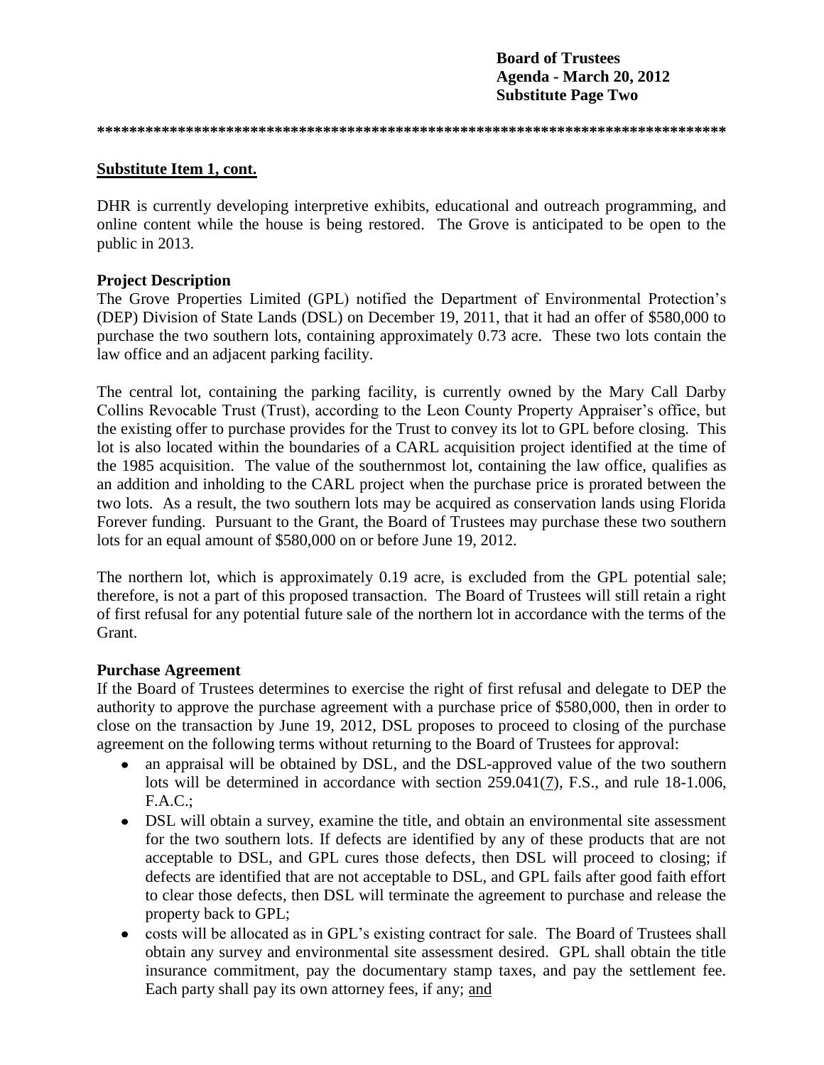**Board of Trustees**
**Agenda - March 20, 2012**
**Substitute Page Two**

**************************************************************************************

**Substitute Item 1, cont.**

DHR is currently developing interpretive exhibits, educational and outreach programming, and online content while the house is being restored. The Grove is anticipated to be open to the public in 2013.

**Project Description**

The Grove Properties Limited (GPL) notified the Department of Environmental Protection's (DEP) Division of State Lands (DSL) on December 19, 2011, that it had an offer of $580,000 to purchase the two southern lots, containing approximately 0.73 acre. These two lots contain the law office and an adjacent parking facility.

The central lot, containing the parking facility, is currently owned by the Mary Call Darby Collins Revocable Trust (Trust), according to the Leon County Property Appraiser's office, but the existing offer to purchase provides for the Trust to convey its lot to GPL before closing. This lot is also located within the boundaries of a CARL acquisition project identified at the time of the 1985 acquisition. The value of the southernmost lot, containing the law office, qualifies as an addition and inholding to the CARL project when the purchase price is prorated between the two lots. As a result, the two southern lots may be acquired as conservation lands using Florida Forever funding. Pursuant to the Grant, the Board of Trustees may purchase these two southern lots for an equal amount of $580,000 on or before June 19, 2012.

The northern lot, which is approximately 0.19 acre, is excluded from the GPL potential sale; therefore, is not a part of this proposed transaction. The Board of Trustees will still retain a right of first refusal for any potential future sale of the northern lot in accordance with the terms of the Grant.

**Purchase Agreement**

If the Board of Trustees determines to exercise the right of first refusal and delegate to DEP the authority to approve the purchase agreement with a purchase price of $580,000, then in order to close on the transaction by June 19, 2012, DSL proposes to proceed to closing of the purchase agreement on the following terms without returning to the Board of Trustees for approval:

- an appraisal will be obtained by DSL, and the DSL-approved value of the two southern lots will be determined in accordance with section 259.041(7), F.S., and rule 18-1.006, F.A.C.;
- DSL will obtain a survey, examine the title, and obtain an environmental site assessment for the two southern lots. If defects are identified by any of these products that are not acceptable to DSL, and GPL cures those defects, then DSL will proceed to closing; if defects are identified that are not acceptable to DSL, and GPL fails after good faith effort to clear those defects, then DSL will terminate the agreement to purchase and release the property back to GPL;
- costs will be allocated as in GPL's existing contract for sale. The Board of Trustees shall obtain any survey and environmental site assessment desired. GPL shall obtain the title insurance commitment, pay the documentary stamp taxes, and pay the settlement fee. Each party shall pay its own attorney fees, if any; and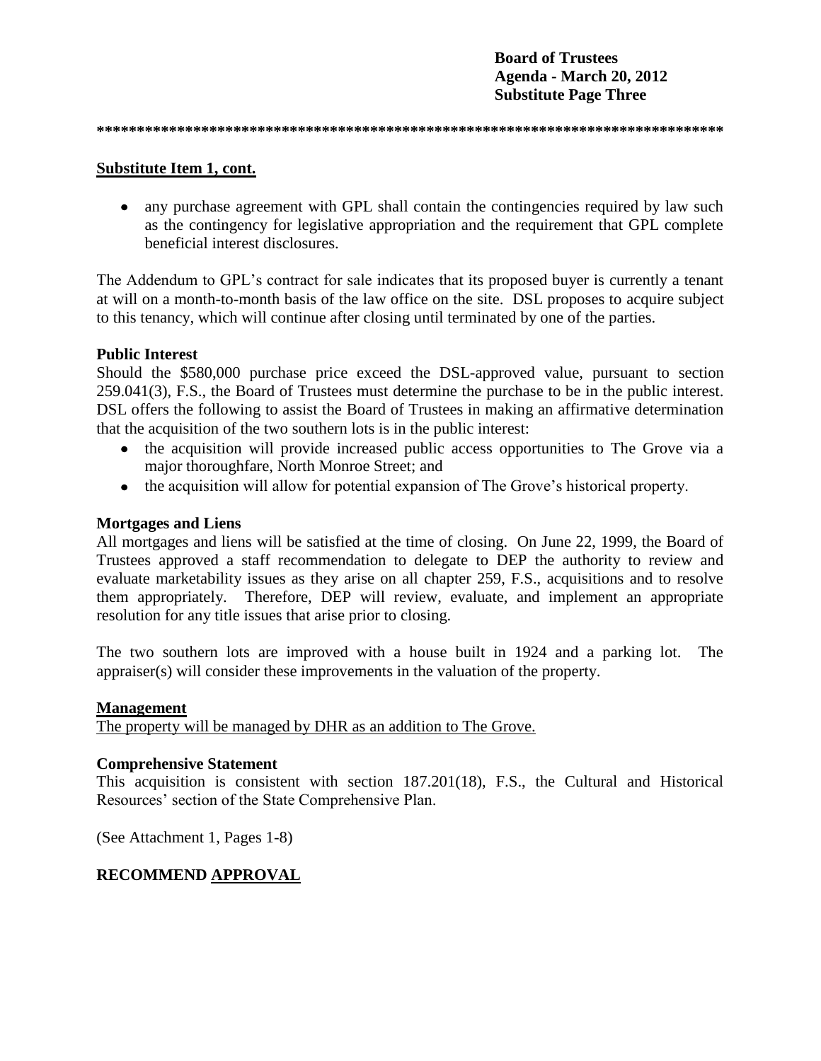**Board of Trustees**
**Agenda - March 20, 2012**
**Substitute Page Three**

*******************************************************************************

**Substitute Item 1, cont.**

- any purchase agreement with GPL shall contain the contingencies required by law such as the contingency for legislative appropriation and the requirement that GPL complete beneficial interest disclosures.

The Addendum to GPL's contract for sale indicates that its proposed buyer is currently a tenant at will on a month-to-month basis of the law office on the site. DSL proposes to acquire subject to this tenancy, which will continue after closing until terminated by one of the parties.

**Public Interest**

Should the $580,000 purchase price exceed the DSL-approved value, pursuant to section 259.041(3), F.S., the Board of Trustees must determine the purchase to be in the public interest. DSL offers the following to assist the Board of Trustees in making an affirmative determination that the acquisition of the two southern lots is in the public interest:

- the acquisition will provide increased public access opportunities to The Grove via a major thoroughfare, North Monroe Street; and
- the acquisition will allow for potential expansion of The Grove's historical property.

**Mortgages and Liens**

All mortgages and liens will be satisfied at the time of closing. On June 22, 1999, the Board of Trustees approved a staff recommendation to delegate to DEP the authority to review and evaluate marketability issues as they arise on all chapter 259, F.S., acquisitions and to resolve them appropriately. Therefore, DEP will review, evaluate, and implement an appropriate resolution for any title issues that arise prior to closing.

The two southern lots are improved with a house built in 1924 and a parking lot. The appraiser(s) will consider these improvements in the valuation of the property.

**Management**

The property will be managed by DHR as an addition to The Grove.

**Comprehensive Statement**

This acquisition is consistent with section 187.201(18), F.S., the Cultural and Historical Resources' section of the State Comprehensive Plan.

(See Attachment 1, Pages 1-8)

**RECOMMEND APPROVAL**